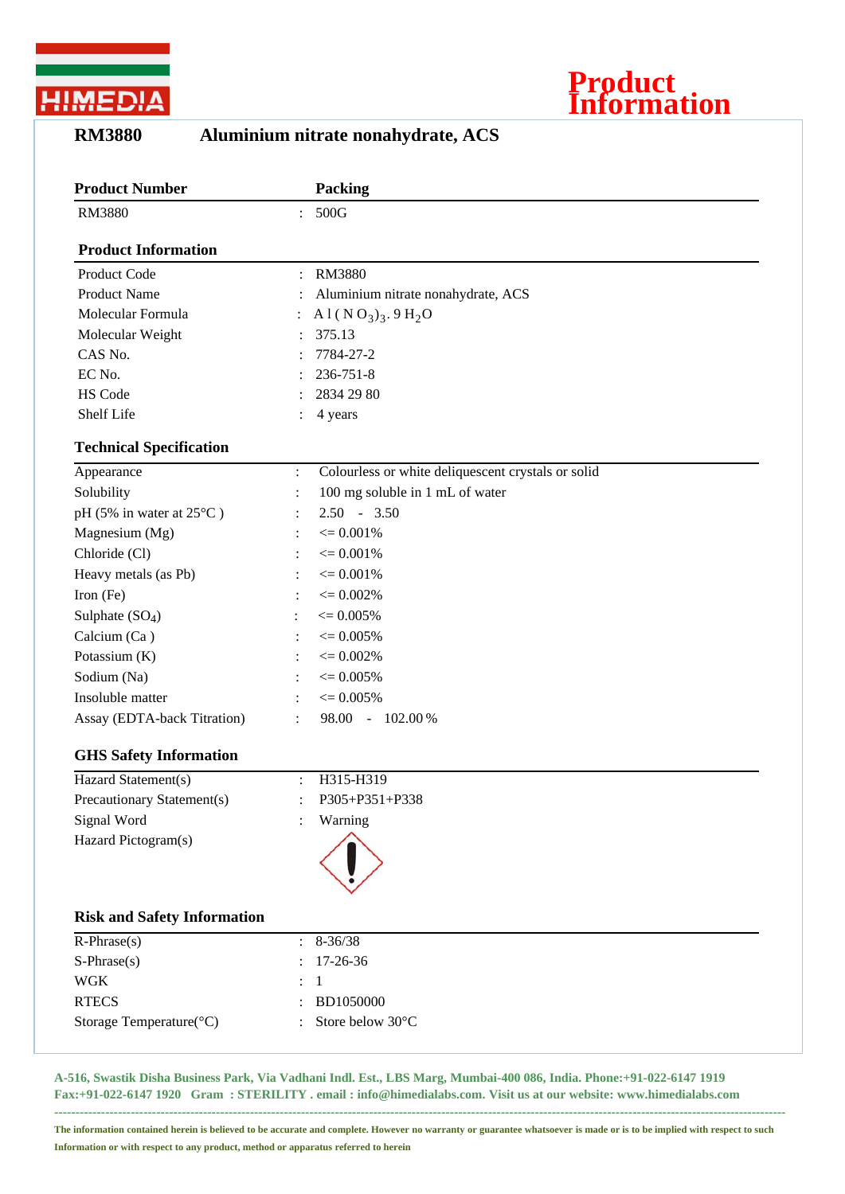# Product Information

## RM3880 Aluminium nitrate nonahydrate, ACS

| Product Number | Packing |
|---|---|
| RM3880 | : 500G |

### Product Information

| | |
|---|---|
| Product Code | : RM3880 |
| Product Name | : Aluminium nitrate nonahydrate, ACS |
| Molecular Formula | : $Al(NO_3)_3 . 9H_2O$ |
| Molecular Weight | : 375.13 |
| CAS No. | : 7784-27-2 |
| EC No. | : 236-751-8 |
| HS Code | : 2834 29 80 |
| Shelf Life | : 4 years |

### Technical Specification

| | |
|---|---|
| Appearance | : Colourless or white deliquescent crystals or solid |
| Solubility | : 100 mg soluble in 1 mL of water |
| pH (5% in water at 25°C ) | : 2.50 - 3.50 |
| Magnesium (Mg) | : <= 0.001% |
| Chloride (Cl) | : <= 0.001% |
| Heavy metals (as Pb) | : <= 0.001% |
| Iron (Fe) | : <= 0.002% |
| Sulphate ($SO_4$) | : <= 0.005% |
| Calcium (Ca ) | : <= 0.005% |
| Potassium (K) | : <= 0.002% |
| Sodium (Na) | : <= 0.005% |
| Insoluble matter | : <= 0.005% |
| Assay (EDTA-back Titration) | : 98.00 - 102.00 % |

### GHS Safety Information

| | |
|---|---|
| Hazard Statement(s) | : H315-H319 |
| Precautionary Statement(s) | : P305+P351+P338 |
| Signal Word | : Warning |
| Hazard Pictogram(s) | |

### Risk and Safety Information

| | |
|---|---|
| R-Phrase(s) | : 8-36/38 |
| S-Phrase(s) | : 17-26-36 |
| WGK | : 1 |
| RTECS | : BD1050000 |
| Storage Temperature(°C) | : Store below 30°C |

**A-516, Swastik Disha Business Park, Via Vadhani Indl. Est., LBS Marg, Mumbai-400 086, India. Phone:+91-022-6147 1919 Fax:+91-022-6147 1920 Gram : STERILITY . email : info@himedialabs.com. Visit us at our website: www.himedialabs.com**

**The information contained herein is believed to be accurate and complete. However no warranty or guarantee whatsoever is made or is to be implied with respect to such Information or with respect to any product, method or apparatus referred to herein**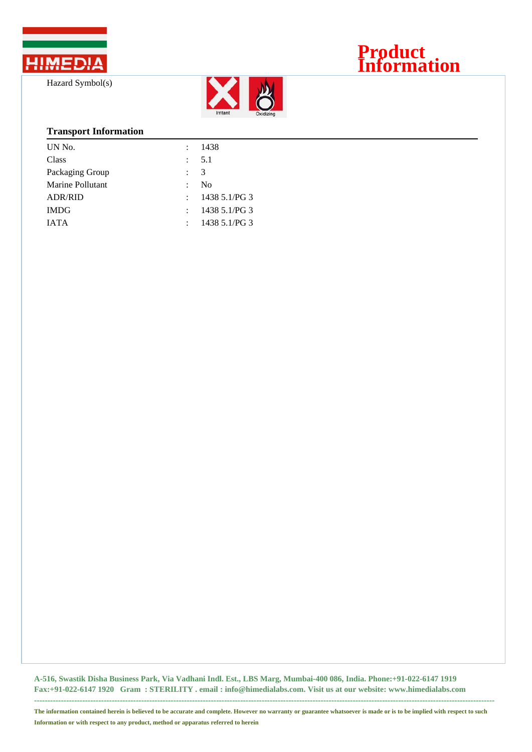Hazard Symbol(s)

Irritant Oxidizing

## Transport Information

| | | |
|---|---|---|
| UN No. | : | 1438 |
| Class | : | 5.1 |
| Packaging Group | : | 3 |
| Marine Pollutant | : | No |
| ADR/RID | : | 1438 5.1/PG 3 |
| IMDG | : | 1438 5.1/PG 3 |
| IATA | : | 1438 5.1/PG 3 |

**A-516, Swastik Disha Business Park, Via Vadhani Indl. Est., LBS Marg, Mumbai-400 086, India. Phone:+91-022-6147 1919 Fax:+91-022-6147 1920 Gram : STERILITY . email : info@himedialabs.com. Visit us at our website: www.himedialabs.com**

**The information contained herein is believed to be accurate and complete. However no warranty or guarantee whatsoever is made or is to be implied with respect to such Information or with respect to any product, method or apparatus referred to herein**